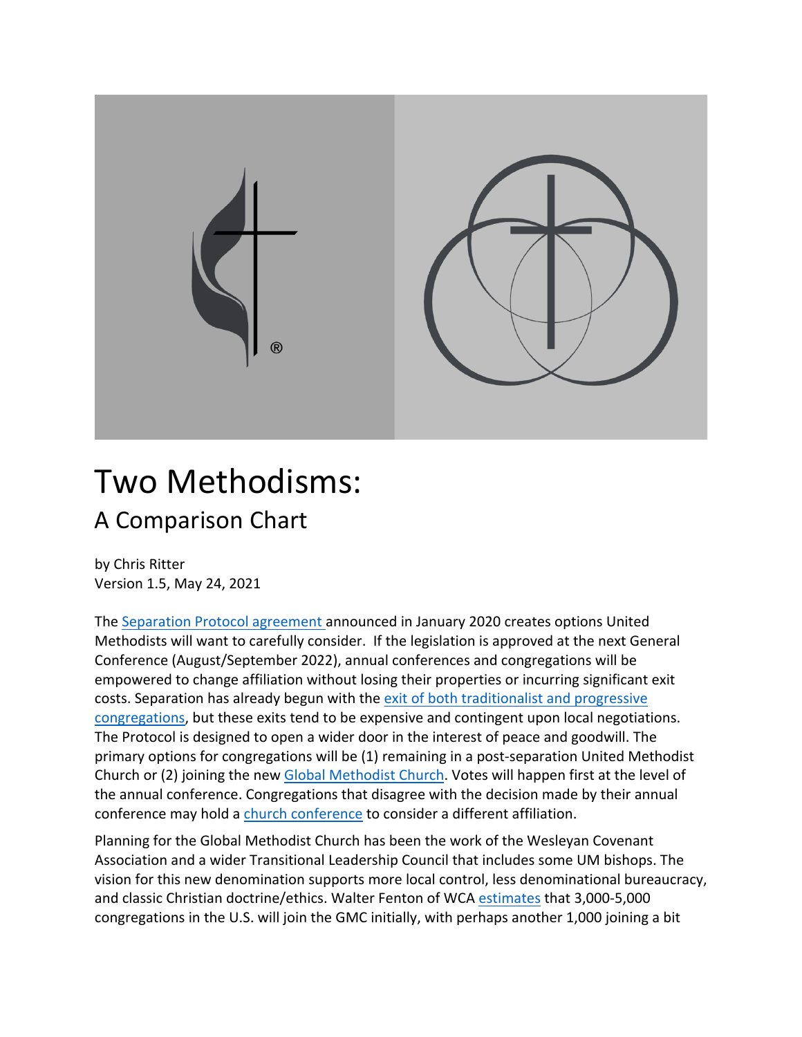# Two Methodisms:

## A Comparison Chart

by Chris Ritter
Version 1.5, May 24, 2021

The Separation Protocol agreement announced in January 2020 creates options United Methodists will want to carefully consider. If the legislation is approved at the next General Conference (August/September 2022), annual conferences and congregations will be empowered to change affiliation without losing their properties or incurring significant exit costs. Separation has already begun with the exit of both traditionalist and progressive congregations, but these exits tend to be expensive and contingent upon local negotiations. The Protocol is designed to open a wider door in the interest of peace and goodwill. The primary options for congregations will be (1) remaining in a post-separation United Methodist Church or (2) joining the new Global Methodist Church. Votes will happen first at the level of the annual conference. Congregations that disagree with the decision made by their annual conference may hold a church conference to consider a different affiliation.

Planning for the Global Methodist Church has been the work of the Wesleyan Covenant Association and a wider Transitional Leadership Council that includes some UM bishops. The vision for this new denomination supports more local control, less denominational bureaucracy, and classic Christian doctrine/ethics. Walter Fenton of WCA estimates that 3,000-5,000 congregations in the U.S. will join the GMC initially, with perhaps another 1,000 joining a bit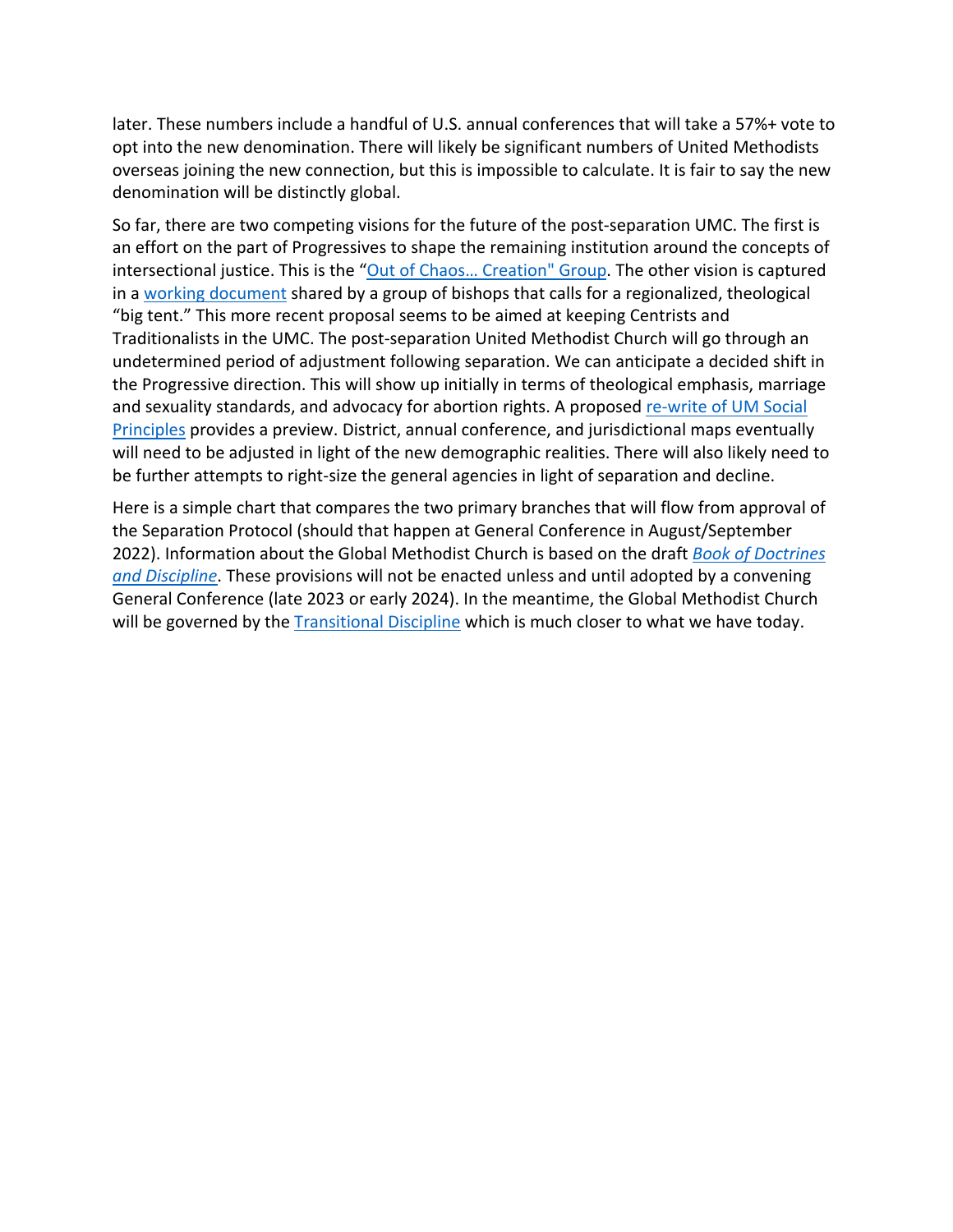later. These numbers include a handful of U.S. annual conferences that will take a 57%+ vote to opt into the new denomination. There will likely be significant numbers of United Methodists overseas joining the new connection, but this is impossible to calculate. It is fair to say the new denomination will be distinctly global.

So far, there are two competing visions for the future of the post-separation UMC. The first is an effort on the part of Progressives to shape the remaining institution around the concepts of intersectional justice. This is the "Out of Chaos… Creation" Group. The other vision is captured in a working document shared by a group of bishops that calls for a regionalized, theological "big tent." This more recent proposal seems to be aimed at keeping Centrists and Traditionalists in the UMC. The post-separation United Methodist Church will go through an undetermined period of adjustment following separation. We can anticipate a decided shift in the Progressive direction. This will show up initially in terms of theological emphasis, marriage and sexuality standards, and advocacy for abortion rights. A proposed re-write of UM Social Principles provides a preview. District, annual conference, and jurisdictional maps eventually will need to be adjusted in light of the new demographic realities. There will also likely need to be further attempts to right-size the general agencies in light of separation and decline.

Here is a simple chart that compares the two primary branches that will flow from approval of the Separation Protocol (should that happen at General Conference in August/September 2022). Information about the Global Methodist Church is based on the draft *Book of Doctrines and Discipline*. These provisions will not be enacted unless and until adopted by a convening General Conference (late 2023 or early 2024). In the meantime, the Global Methodist Church will be governed by the Transitional Discipline which is much closer to what we have today.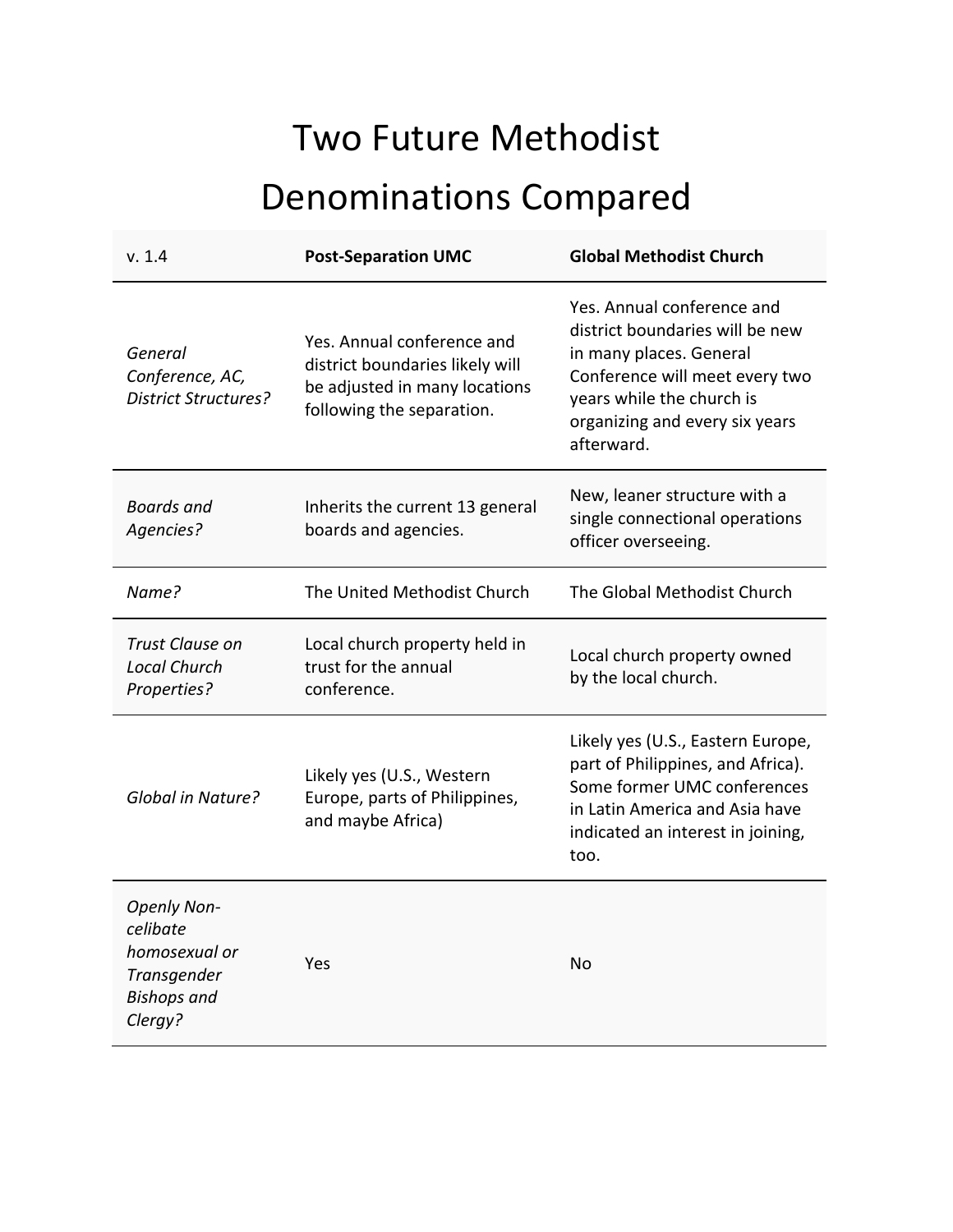# Two Future Methodist Denominations Compared

| v. 1.4 | **Post-Separation UMC** | **Global Methodist Church** |
|---|---|---|
| *General Conference, AC, District Structures?* | Yes. Annual conference and district boundaries likely will be adjusted in many locations following the separation. | Yes. Annual conference and district boundaries will be new in many places. General Conference will meet every two years while the church is organizing and every six years afterward. |
| *Boards and Agencies?* | Inherits the current 13 general boards and agencies. | New, leaner structure with a single connectional operations officer overseeing. |
| *Name?* | The United Methodist Church | The Global Methodist Church |
| *Trust Clause on Local Church Properties?* | Local church property held in trust for the annual conference. | Local church property owned by the local church. |
| *Global in Nature?* | Likely yes (U.S., Western Europe, parts of Philippines, and maybe Africa) | Likely yes (U.S., Eastern Europe, part of Philippines, and Africa). Some former UMC conferences in Latin America and Asia have indicated an interest in joining, too. |
| *Openly Non-celibate homosexual or Transgender Bishops and Clergy?* | Yes | No |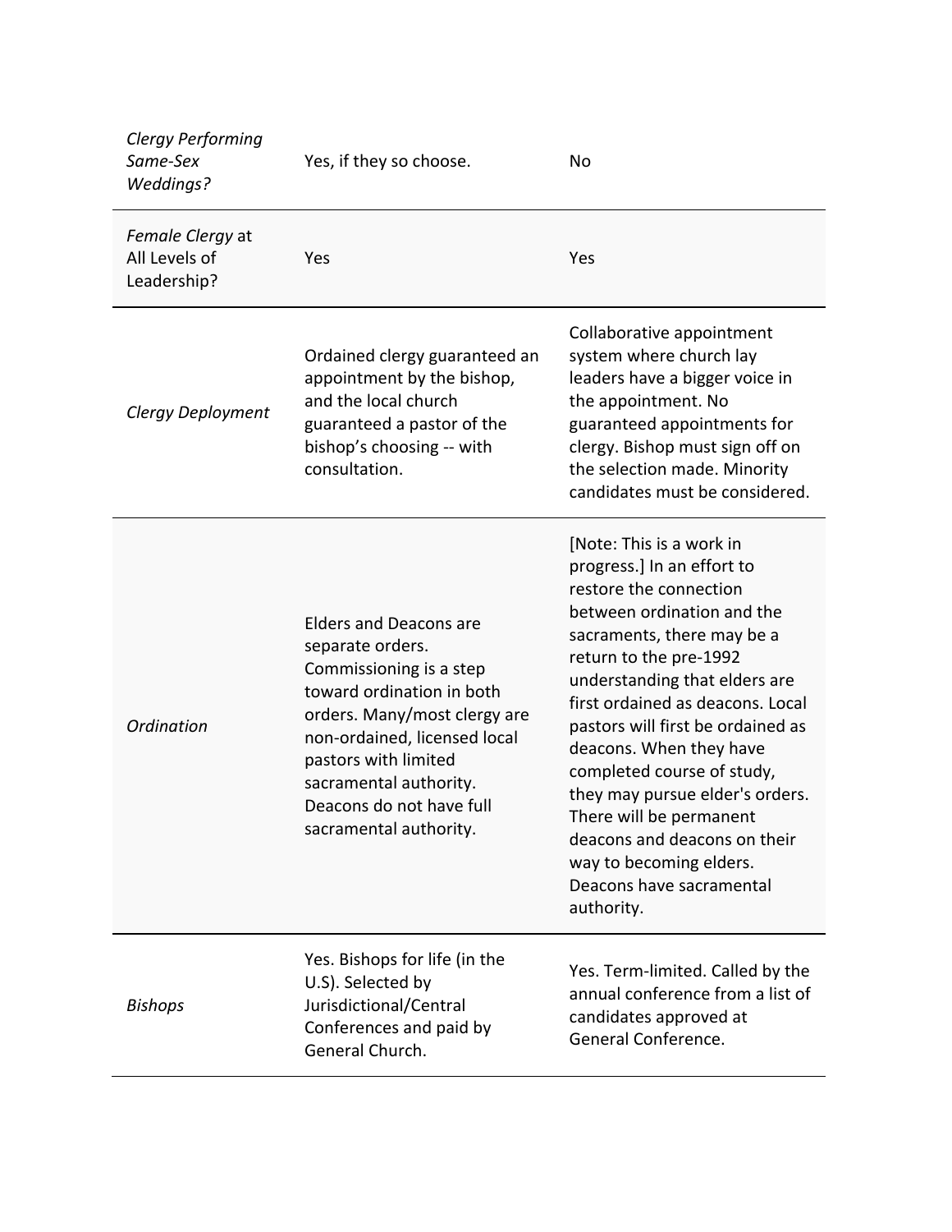| | | |
|---|---|---|
| *Clergy Performing Same-Sex Weddings?* | Yes, if they so choose. | No |
| *Female Clergy* at All Levels of Leadership? | Yes | Yes |
| *Clergy Deployment* | Ordained clergy guaranteed an appointment by the bishop, and the local church guaranteed a pastor of the bishop's choosing -- with consultation. | Collaborative appointment system where church lay leaders have a bigger voice in the appointment. No guaranteed appointments for clergy. Bishop must sign off on the selection made. Minority candidates must be considered. |
| *Ordination* | Elders and Deacons are separate orders. Commissioning is a step toward ordination in both orders. Many/most clergy are non-ordained, licensed local pastors with limited sacramental authority. Deacons do not have full sacramental authority. | [Note: This is a work in progress.] In an effort to restore the connection between ordination and the sacraments, there may be a return to the pre-1992 understanding that elders are first ordained as deacons. Local pastors will first be ordained as deacons. When they have completed course of study, they may pursue elder's orders. There will be permanent deacons and deacons on their way to becoming elders. Deacons have sacramental authority. |
| *Bishops* | Yes. Bishops for life (in the U.S). Selected by Jurisdictional/Central Conferences and paid by General Church. | Yes. Term-limited. Called by the annual conference from a list of candidates approved at General Conference. |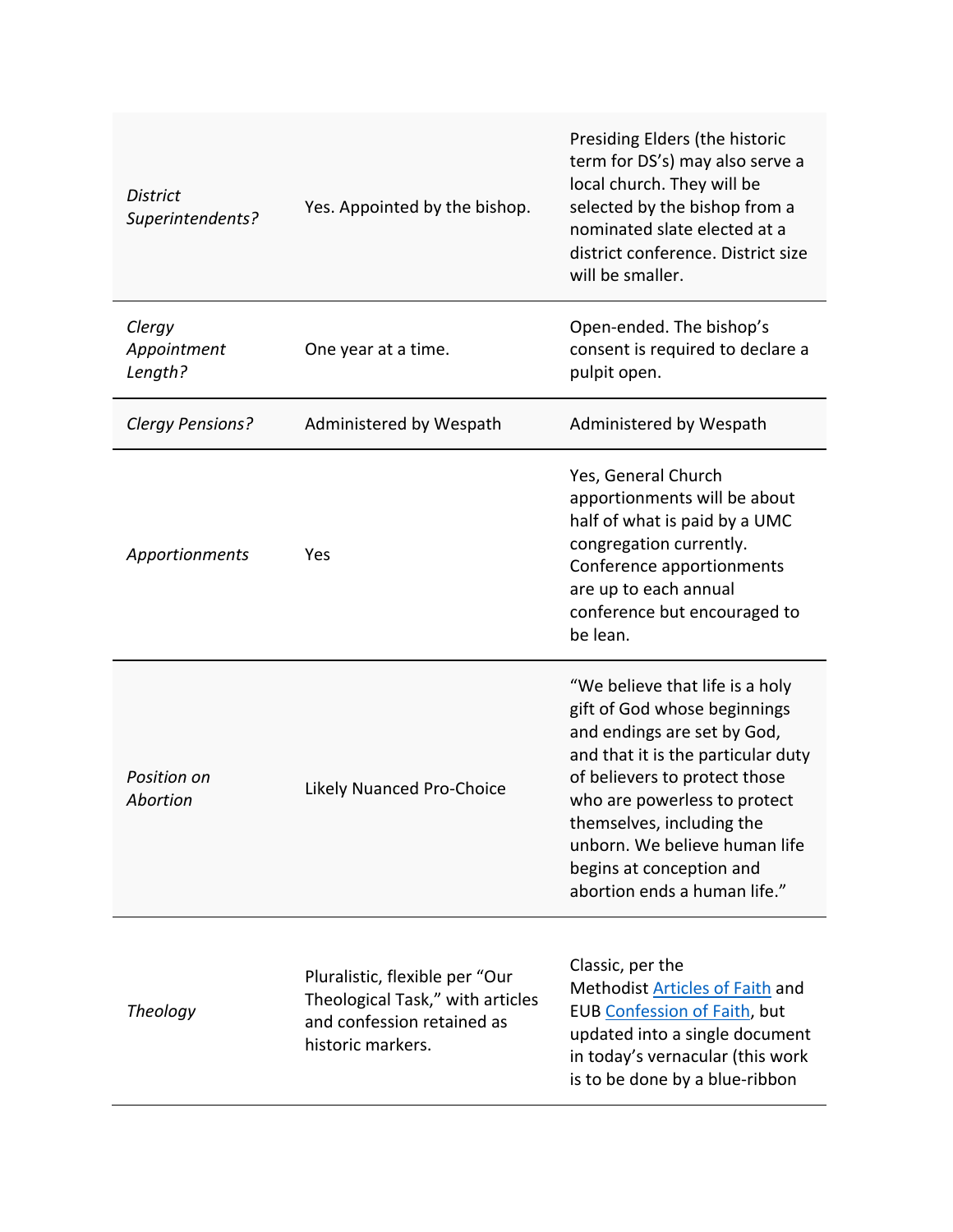| | | |
|---|---|---|
| *District Superintendents?* | Yes. Appointed by the bishop. | Presiding Elders (the historic term for DS's) may also serve a local church. They will be selected by the bishop from a nominated slate elected at a district conference. District size will be smaller. |
| *Clergy Appointment Length?* | One year at a time. | Open-ended. The bishop's consent is required to declare a pulpit open. |
| *Clergy Pensions?* | Administered by Wespath | Administered by Wespath |
| *Apportionments* | Yes | Yes, General Church apportionments will be about half of what is paid by a UMC congregation currently. Conference apportionments are up to each annual conference but encouraged to be lean. |
| *Position on Abortion* | Likely Nuanced Pro-Choice | "We believe that life is a holy gift of God whose beginnings and endings are set by God, and that it is the particular duty of believers to protect those who are powerless to protect themselves, including the unborn. We believe human life begins at conception and abortion ends a human life." |
| *Theology* | Pluralistic, flexible per "Our Theological Task," with articles and confession retained as historic markers. | Classic, per the Methodist [Articles of Faith] and EUB [Confession of Faith], but updated into a single document in today's vernacular (this work is to be done by a blue-ribbon |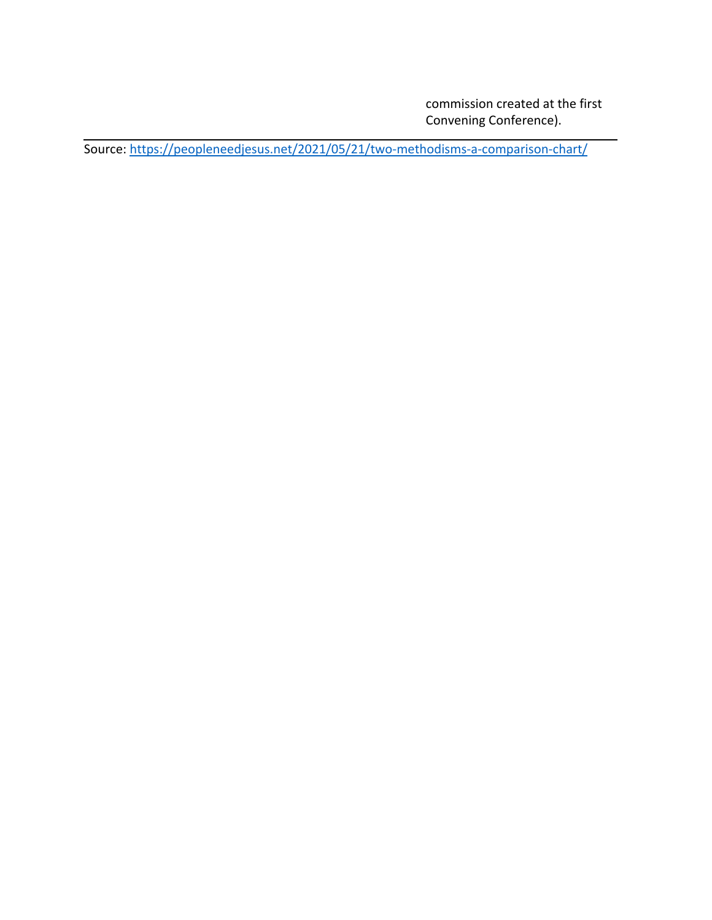| | | |
|---|---|---|
| | | commission created at the first Convening Conference). |

Source: https://peopleneedjesus.net/2021/05/21/two-methodisms-a-comparison-chart/